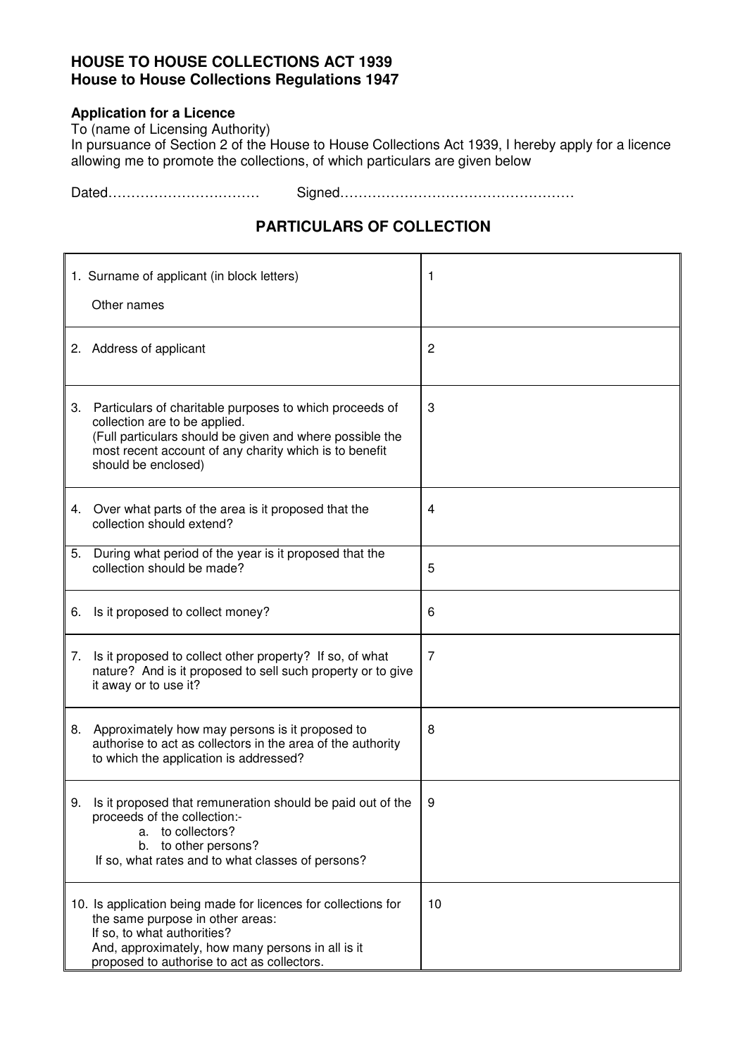**HOUSE TO HOUSE COLLECTIONS ACT 1939**
**House to House Collections Regulations 1947**

**Application for a Licence**

To (name of Licensing Authority)

In pursuance of Section 2 of the House to House Collections Act 1939, I hereby apply for a licence allowing me to promote the collections, of which particulars are given below

Dated…………………………… Signed……………………………………………

## PARTICULARS OF COLLECTION

| | |
|---|---|
| 1. Surname of applicant (in block letters)<br><br>Other names | 1 |
| 2. Address of applicant | 2 |
| 3. Particulars of charitable purposes to which proceeds of collection are to be applied.<br>(Full particulars should be given and where possible the most recent account of any charity which is to benefit should be enclosed) | 3 |
| 4. Over what parts of the area is it proposed that the collection should extend? | 4 |
| 5. During what period of the year is it proposed that the collection should be made? | 5 |
| 6. Is it proposed to collect money? | 6 |
| 7. Is it proposed to collect other property? If so, of what nature? And is it proposed to sell such property or to give it away or to use it? | 7 |
| 8. Approximately how may persons is it proposed to authorise to act as collectors in the area of the authority to which the application is addressed? | 8 |
| 9. Is it proposed that remuneration should be paid out of the proceeds of the collection:-<br>a. to collectors?<br>b. to other persons?<br>If so, what rates and to what classes of persons? | 9 |
| 10. Is application being made for licences for collections for the same purpose in other areas:<br>If so, to what authorities?<br>And, approximately, how many persons in all is it proposed to authorise to act as collectors. | 10 |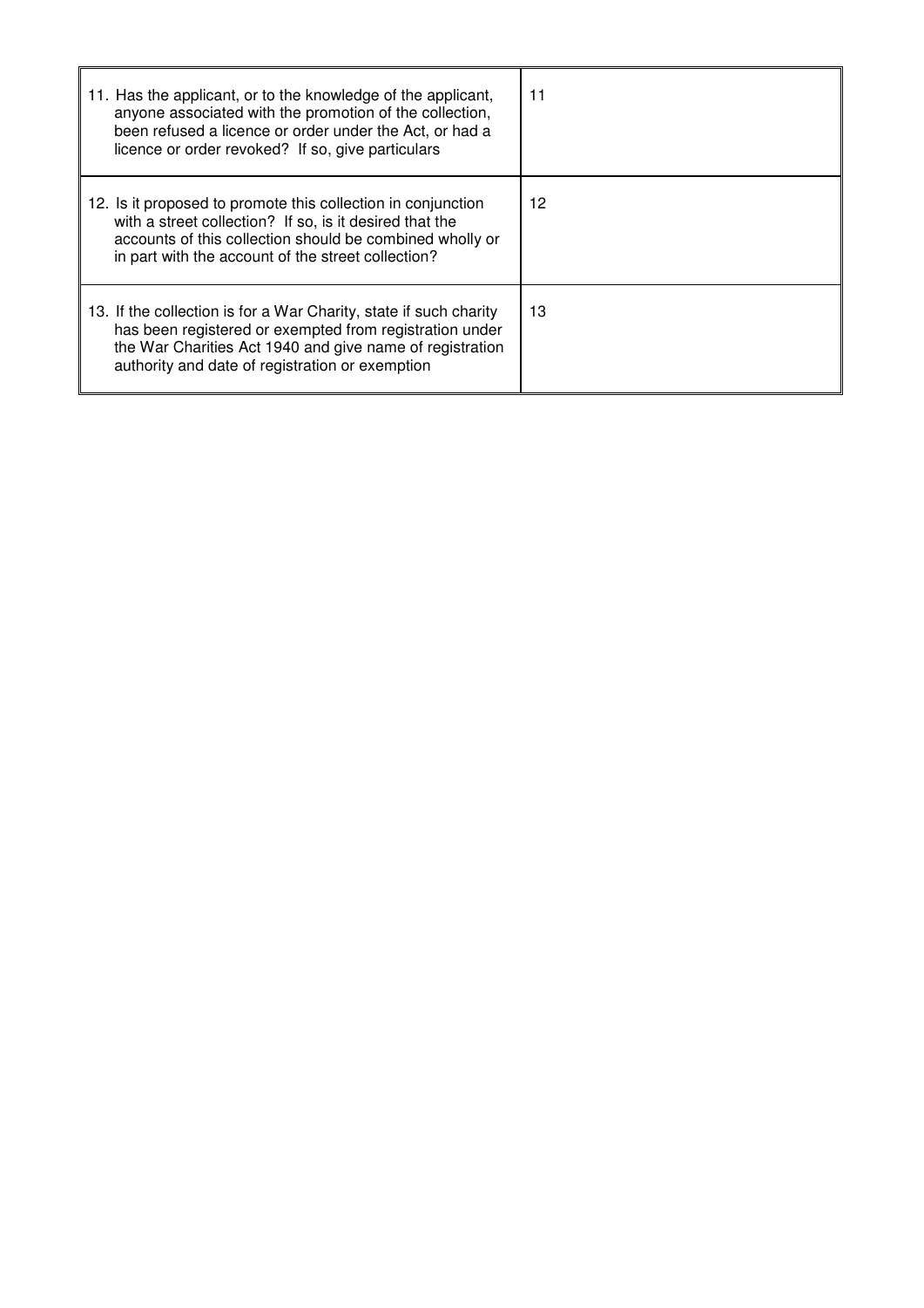| | |
|---|---|
| 11. Has the applicant, or to the knowledge of the applicant, anyone associated with the promotion of the collection, been refused a licence or order under the Act, or had a licence or order revoked? If so, give particulars | 11 |
| 12. Is it proposed to promote this collection in conjunction with a street collection? If so, is it desired that the accounts of this collection should be combined wholly or in part with the account of the street collection? | 12 |
| 13. If the collection is for a War Charity, state if such charity has been registered or exempted from registration under the War Charities Act 1940 and give name of registration authority and date of registration or exemption | 13 |